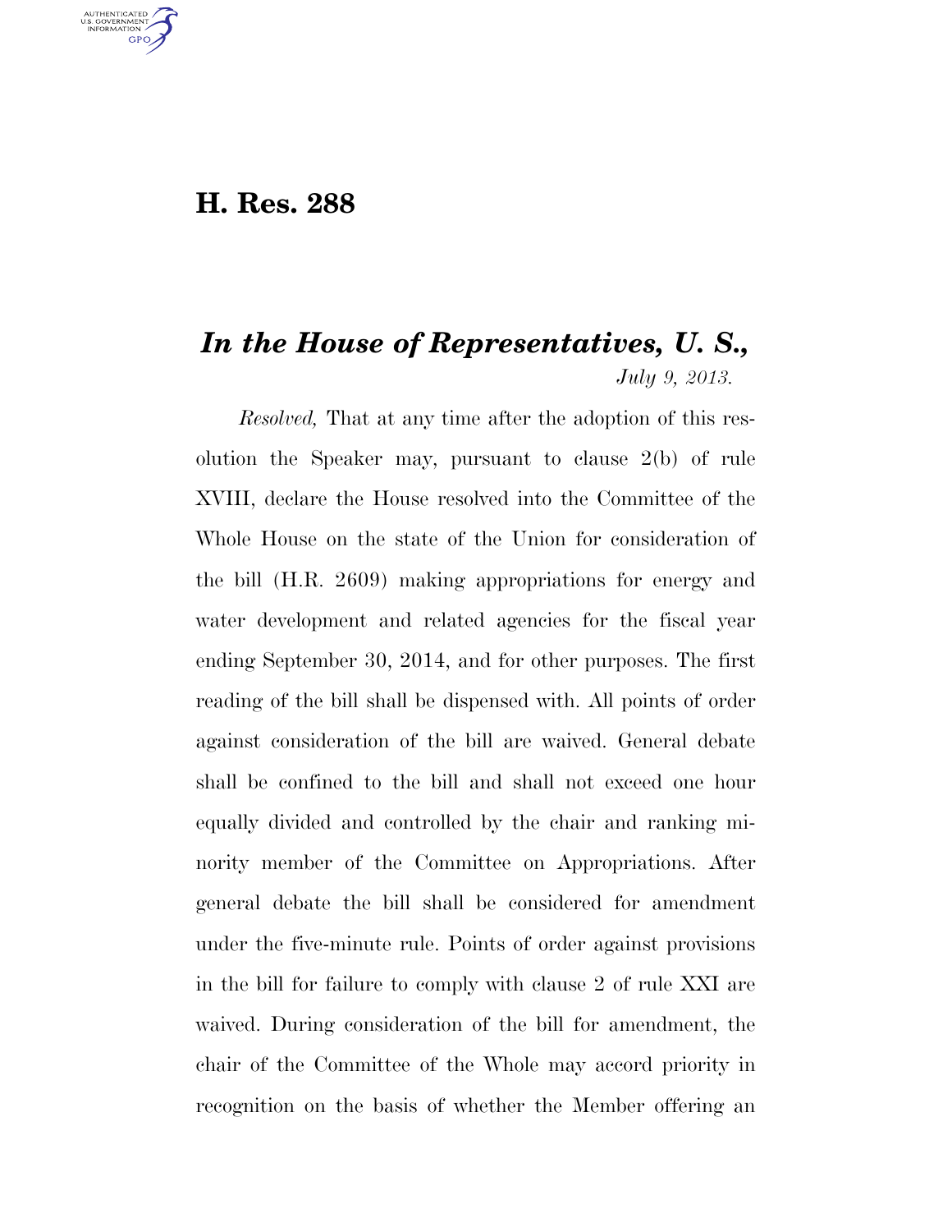# H. Res. 288

## *In the House of Representatives, U. S.,*

*July 9, 2013.*

*Resolved,* That at any time after the adoption of this resolution the Speaker may, pursuant to clause 2(b) of rule XVIII, declare the House resolved into the Committee of the Whole House on the state of the Union for consideration of the bill (H.R. 2609) making appropriations for energy and water development and related agencies for the fiscal year ending September 30, 2014, and for other purposes. The first reading of the bill shall be dispensed with. All points of order against consideration of the bill are waived. General debate shall be confined to the bill and shall not exceed one hour equally divided and controlled by the chair and ranking minority member of the Committee on Appropriations. After general debate the bill shall be considered for amendment under the five-minute rule. Points of order against provisions in the bill for failure to comply with clause 2 of rule XXI are waived. During consideration of the bill for amendment, the chair of the Committee of the Whole may accord priority in recognition on the basis of whether the Member offering an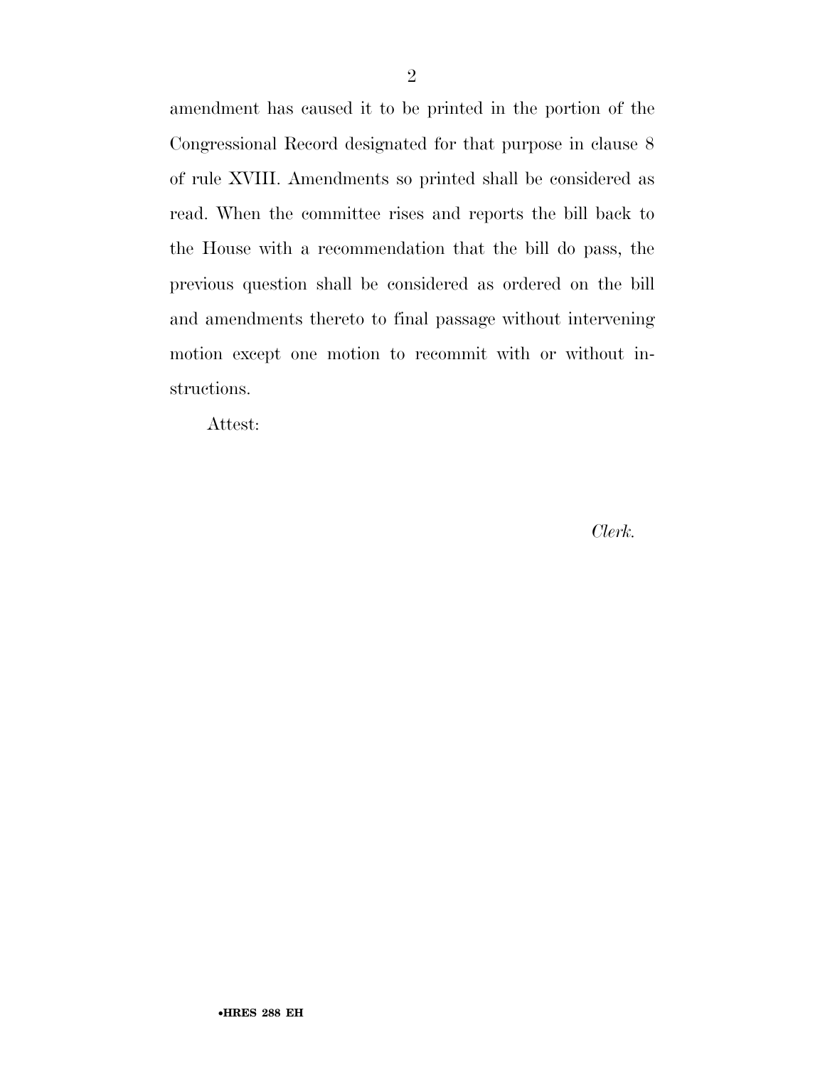amendment has caused it to be printed in the portion of the Congressional Record designated for that purpose in clause 8 of rule XVIII. Amendments so printed shall be considered as read. When the committee rises and reports the bill back to the House with a recommendation that the bill do pass, the previous question shall be considered as ordered on the bill and amendments thereto to final passage without intervening motion except one motion to recommit with or without instructions.

Attest:

*Clerk.*